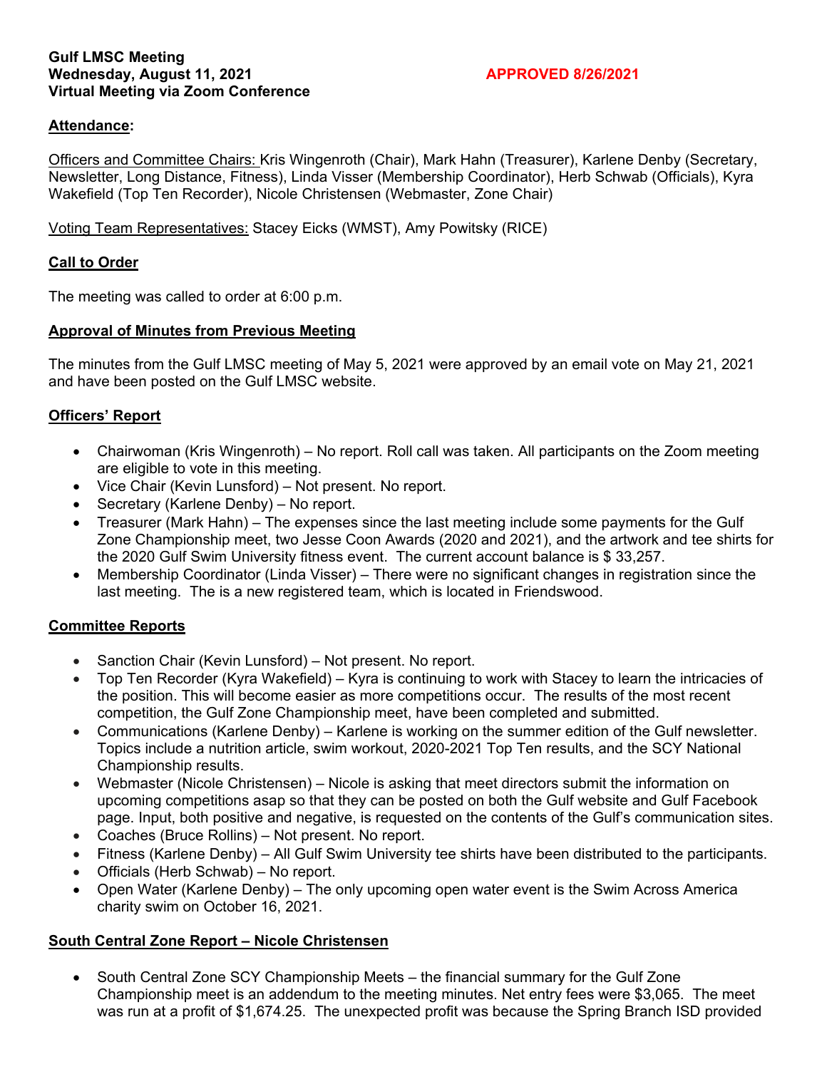**Gulf LMSC Meeting**
**Wednesday, August 11, 2021** **APPROVED 8/26/2021**
**Virtual Meeting via Zoom Conference**

## Attendance:

Officers and Committee Chairs: Kris Wingenroth (Chair), Mark Hahn (Treasurer), Karlene Denby (Secretary, Newsletter, Long Distance, Fitness), Linda Visser (Membership Coordinator), Herb Schwab (Officials), Kyra Wakefield (Top Ten Recorder), Nicole Christensen (Webmaster, Zone Chair)

Voting Team Representatives: Stacey Eicks (WMST), Amy Powitsky (RICE)

## Call to Order

The meeting was called to order at 6:00 p.m.

## Approval of Minutes from Previous Meeting

The minutes from the Gulf LMSC meeting of May 5, 2021 were approved by an email vote on May 21, 2021 and have been posted on the Gulf LMSC website.

## Officers' Report

- Chairwoman (Kris Wingenroth) – No report. Roll call was taken. All participants on the Zoom meeting are eligible to vote in this meeting.
- Vice Chair (Kevin Lunsford) – Not present. No report.
- Secretary (Karlene Denby) – No report.
- Treasurer (Mark Hahn) – The expenses since the last meeting include some payments for the Gulf Zone Championship meet, two Jesse Coon Awards (2020 and 2021), and the artwork and tee shirts for the 2020 Gulf Swim University fitness event. The current account balance is $ 33,257.
- Membership Coordinator (Linda Visser) – There were no significant changes in registration since the last meeting. The is a new registered team, which is located in Friendswood.

## Committee Reports

- Sanction Chair (Kevin Lunsford) – Not present. No report.
- Top Ten Recorder (Kyra Wakefield) – Kyra is continuing to work with Stacey to learn the intricacies of the position. This will become easier as more competitions occur. The results of the most recent competition, the Gulf Zone Championship meet, have been completed and submitted.
- Communications (Karlene Denby) – Karlene is working on the summer edition of the Gulf newsletter. Topics include a nutrition article, swim workout, 2020-2021 Top Ten results, and the SCY National Championship results.
- Webmaster (Nicole Christensen) – Nicole is asking that meet directors submit the information on upcoming competitions asap so that they can be posted on both the Gulf website and Gulf Facebook page. Input, both positive and negative, is requested on the contents of the Gulf's communication sites.
- Coaches (Bruce Rollins) – Not present. No report.
- Fitness (Karlene Denby) – All Gulf Swim University tee shirts have been distributed to the participants.
- Officials (Herb Schwab) – No report.
- Open Water (Karlene Denby) – The only upcoming open water event is the Swim Across America charity swim on October 16, 2021.

## South Central Zone Report – Nicole Christensen

- South Central Zone SCY Championship Meets – the financial summary for the Gulf Zone Championship meet is an addendum to the meeting minutes. Net entry fees were $3,065. The meet was run at a profit of $1,674.25. The unexpected profit was because the Spring Branch ISD provided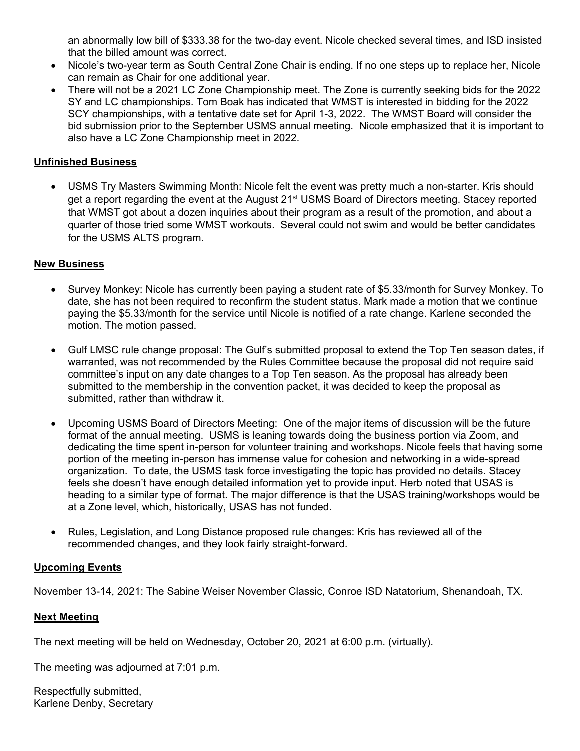an abnormally low bill of $333.38 for the two-day event. Nicole checked several times, and ISD insisted that the billed amount was correct.
- Nicole's two-year term as South Central Zone Chair is ending. If no one steps up to replace her, Nicole can remain as Chair for one additional year.
- There will not be a 2021 LC Zone Championship meet. The Zone is currently seeking bids for the 2022 SY and LC championships. Tom Boak has indicated that WMST is interested in bidding for the 2022 SCY championships, with a tentative date set for April 1-3, 2022. The WMST Board will consider the bid submission prior to the September USMS annual meeting. Nicole emphasized that it is important to also have a LC Zone Championship meet in 2022.

## Unfinished Business

- USMS Try Masters Swimming Month: Nicole felt the event was pretty much a non-starter. Kris should get a report regarding the event at the August 21st USMS Board of Directors meeting. Stacey reported that WMST got about a dozen inquiries about their program as a result of the promotion, and about a quarter of those tried some WMST workouts. Several could not swim and would be better candidates for the USMS ALTS program.

## New Business

- Survey Monkey: Nicole has currently been paying a student rate of $5.33/month for Survey Monkey. To date, she has not been required to reconfirm the student status. Mark made a motion that we continue paying the $5.33/month for the service until Nicole is notified of a rate change. Karlene seconded the motion. The motion passed.

- Gulf LMSC rule change proposal: The Gulf's submitted proposal to extend the Top Ten season dates, if warranted, was not recommended by the Rules Committee because the proposal did not require said committee's input on any date changes to a Top Ten season. As the proposal has already been submitted to the membership in the convention packet, it was decided to keep the proposal as submitted, rather than withdraw it.

- Upcoming USMS Board of Directors Meeting: One of the major items of discussion will be the future format of the annual meeting. USMS is leaning towards doing the business portion via Zoom, and dedicating the time spent in-person for volunteer training and workshops. Nicole feels that having some portion of the meeting in-person has immense value for cohesion and networking in a wide-spread organization. To date, the USMS task force investigating the topic has provided no details. Stacey feels she doesn't have enough detailed information yet to provide input. Herb noted that USAS is heading to a similar type of format. The major difference is that the USAS training/workshops would be at a Zone level, which, historically, USAS has not funded.

- Rules, Legislation, and Long Distance proposed rule changes: Kris has reviewed all of the recommended changes, and they look fairly straight-forward.

## Upcoming Events

November 13-14, 2021: The Sabine Weiser November Classic, Conroe ISD Natatorium, Shenandoah, TX.

## Next Meeting

The next meeting will be held on Wednesday, October 20, 2021 at 6:00 p.m. (virtually).

The meeting was adjourned at 7:01 p.m.

Respectfully submitted,
Karlene Denby, Secretary